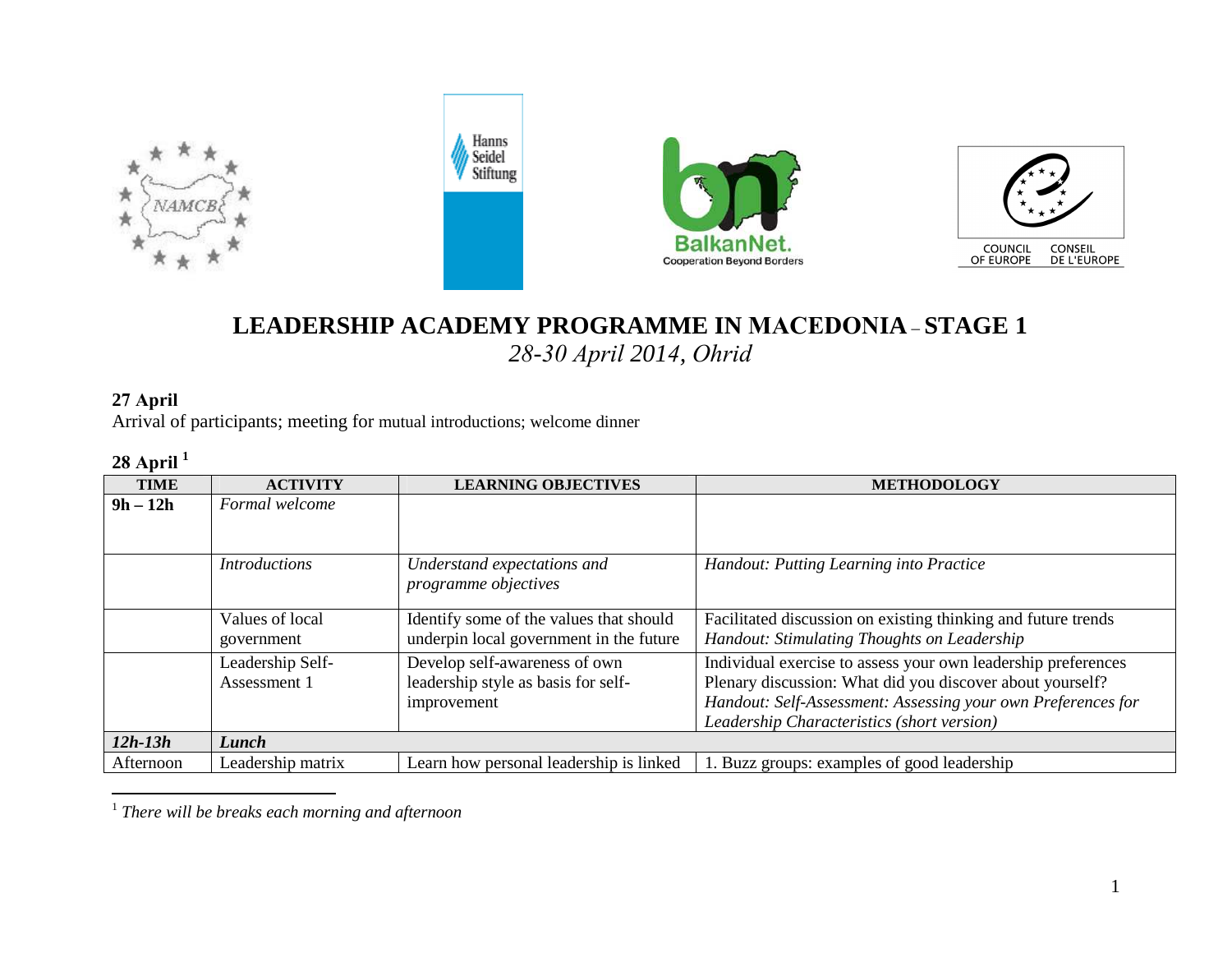# LEADERSHIP ACADEMY PROGRAMME IN MACEDONIA – STAGE 1

*28-30 April 2014, Ohrid*

**27 April**

Arrival of participants; meeting for mutual introductions; welcome dinner

**28 April** [1]

| TIME | ACTIVITY | LEARNING OBJECTIVES | METHODOLOGY |
|---|---|---|---|
| **9h – 12h** | *Formal welcome* | | |
| | *Introductions* | *Understand expectations and programme objectives* | *Handout: Putting Learning into Practice* |
| | Values of local government | Identify some of the values that should underpin local government in the future | Facilitated discussion on existing thinking and future trends<br>*Handout: Stimulating Thoughts on Leadership* |
| | Leadership Self-Assessment 1 | Develop self-awareness of own leadership style as basis for self-improvement | Individual exercise to assess your own leadership preferences<br>Plenary discussion: What did you discover about yourself?<br>*Handout: Self-Assessment: Assessing your own Preferences for Leadership Characteristics (short version)* |
| ***12h-13h*** | ***Lunch*** | | |
| Afternoon | Leadership matrix | Learn how personal leadership is linked | 1. Buzz groups: examples of good leadership |

[1] *There will be breaks each morning and afternoon*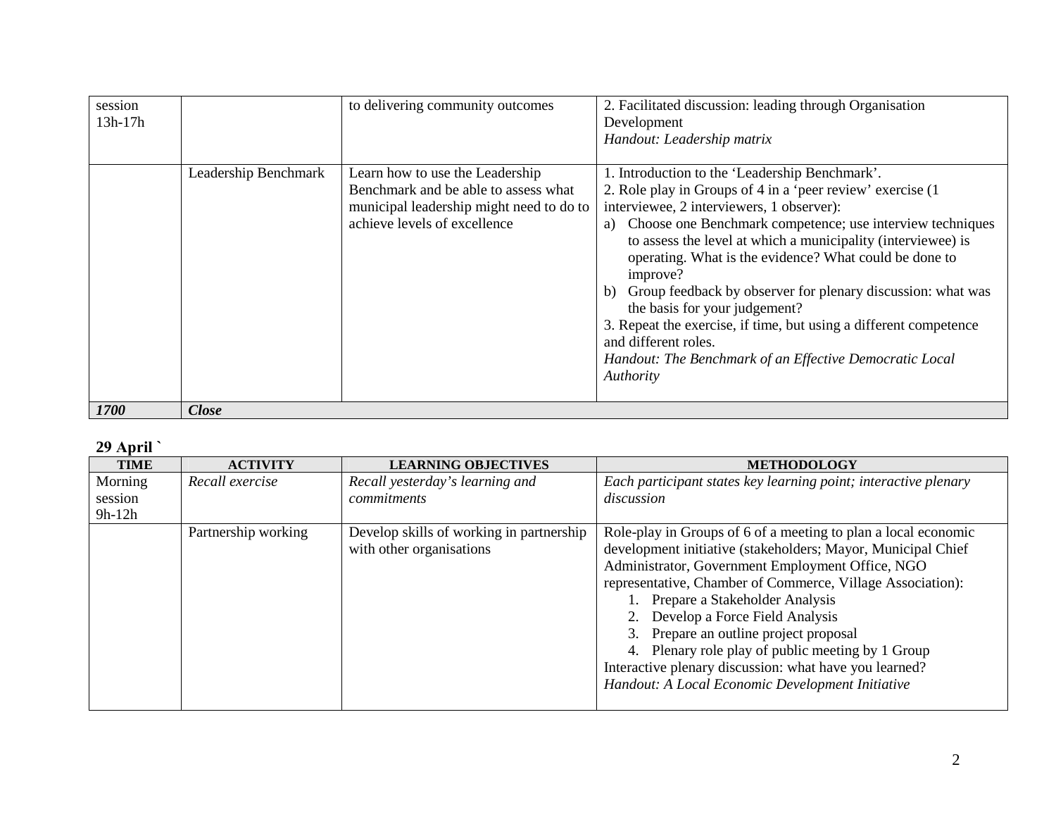| | | | |
|---|---|---|---|
| session 13h-17h | | to delivering community outcomes | 2. Facilitated discussion: leading through Organisation Development<br>*Handout: Leadership matrix* |
| | Leadership Benchmark | Learn how to use the Leadership Benchmark and be able to assess what municipal leadership might need to do to achieve levels of excellence | 1. Introduction to the 'Leadership Benchmark'.<br>2. Role play in Groups of 4 in a 'peer review' exercise (1 interviewee, 2 interviewers, 1 observer):<br>a) Choose one Benchmark competence; use interview techniques to assess the level at which a municipality (interviewee) is operating. What is the evidence? What could be done to improve?<br>b) Group feedback by observer for plenary discussion: what was the basis for your judgement?<br>3. Repeat the exercise, if time, but using a different competence and different roles.<br>*Handout: The Benchmark of an Effective Democratic Local Authority* |
| ***1700*** | ***Close*** | | |

**29 April `**

| TIME | ACTIVITY | LEARNING OBJECTIVES | METHODOLOGY |
|---|---|---|---|
| Morning session 9h-12h | *Recall exercise* | *Recall yesterday's learning and commitments* | *Each participant states key learning point; interactive plenary discussion* |
| | Partnership working | Develop skills of working in partnership with other organisations | Role-play in Groups of 6 of a meeting to plan a local economic development initiative (stakeholders; Mayor, Municipal Chief Administrator, Government Employment Office, NGO representative, Chamber of Commerce, Village Association):<br>1. Prepare a Stakeholder Analysis<br>2. Develop a Force Field Analysis<br>3. Prepare an outline project proposal<br>4. Plenary role play of public meeting by 1 Group<br>Interactive plenary discussion: what have you learned?<br>*Handout: A Local Economic Development Initiative* |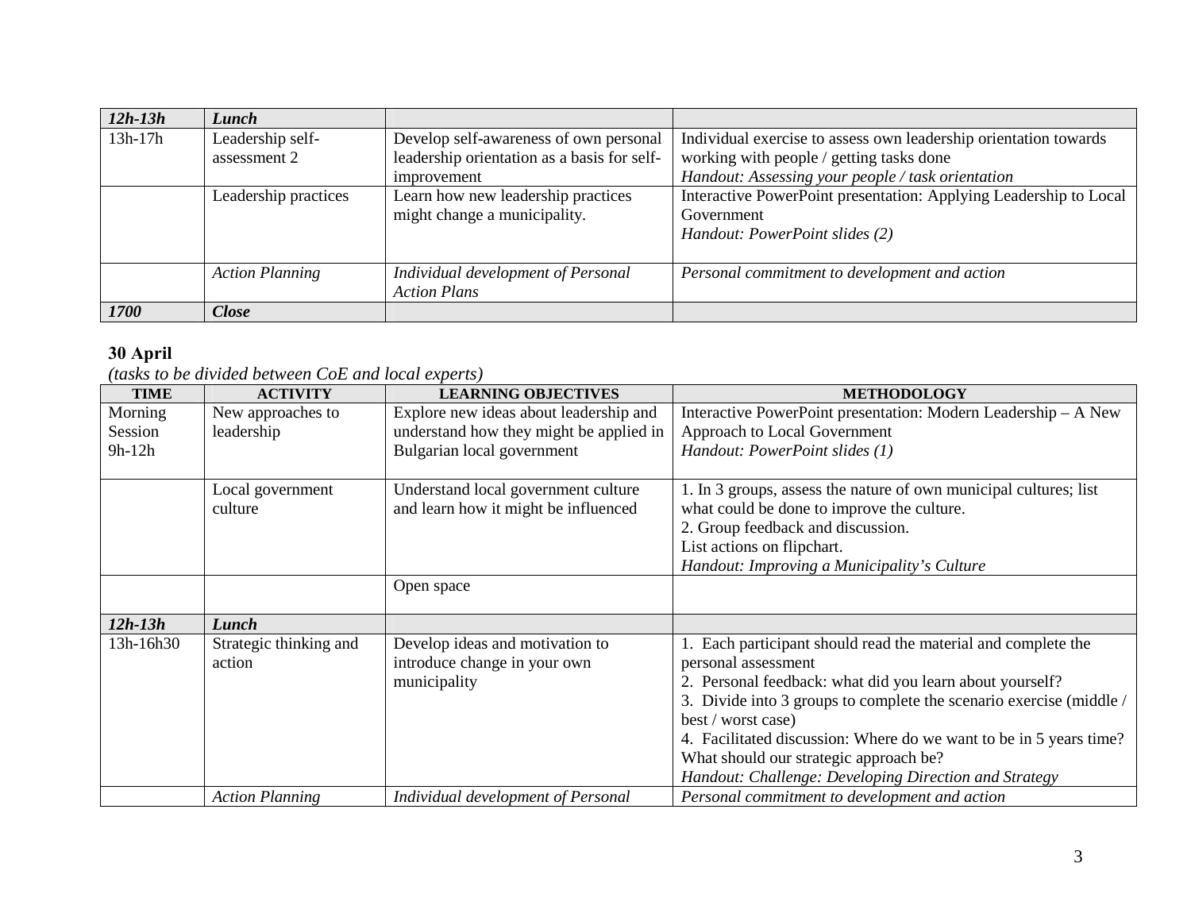| | | | |
|---|---|---|---|
| ***12h-13h*** | ***Lunch*** | | |
| 13h-17h | Leadership self-assessment 2 | Develop self-awareness of own personal leadership orientation as a basis for self-improvement | Individual exercise to assess own leadership orientation towards working with people / getting tasks done<br>*Handout: Assessing your people / task orientation* |
| | Leadership practices | Learn how new leadership practices might change a municipality. | Interactive PowerPoint presentation: Applying Leadership to Local Government<br>*Handout: PowerPoint slides (2)* |
| | *Action Planning* | *Individual development of Personal Action Plans* | *Personal commitment to development and action* |
| ***1700*** | ***Close*** | | |

**30 April**

*(tasks to be divided between CoE and local experts)*

| TIME | ACTIVITY | LEARNING OBJECTIVES | METHODOLOGY |
|---|---|---|---|
| Morning Session 9h-12h | New approaches to leadership | Explore new ideas about leadership and understand how they might be applied in Bulgarian local government | Interactive PowerPoint presentation: Modern Leadership – A New Approach to Local Government<br>*Handout: PowerPoint slides (1)* |
| | Local government culture | Understand local government culture and learn how it might be influenced | 1. In 3 groups, assess the nature of own municipal cultures; list what could be done to improve the culture.<br>2. Group feedback and discussion.<br>List actions on flipchart.<br>*Handout: Improving a Municipality's Culture* |
| | | Open space | |
| ***12h-13h*** | ***Lunch*** | | |
| 13h-16h30 | Strategic thinking and action | Develop ideas and motivation to introduce change in your own municipality | 1. Each participant should read the material and complete the personal assessment<br>2. Personal feedback: what did you learn about yourself?<br>3. Divide into 3 groups to complete the scenario exercise (middle / best / worst case)<br>4. Facilitated discussion: Where do we want to be in 5 years time? What should our strategic approach be?<br>*Handout: Challenge: Developing Direction and Strategy* |
| | *Action Planning* | *Individual development of Personal* | *Personal commitment to development and action* |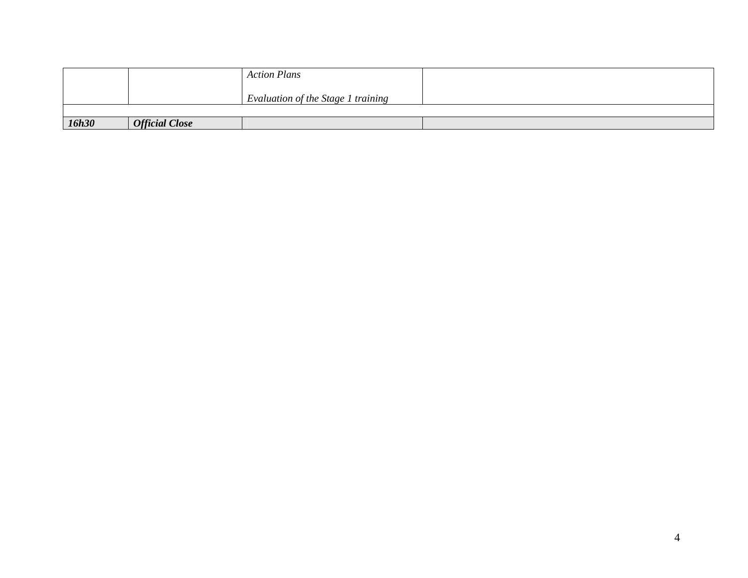| | | | |
|---|---|---|---|
| | | *Action Plans*<br><br>*Evaluation of the Stage 1 training* | |
| | | | |
| ***16h30*** | ***Official Close*** | | |